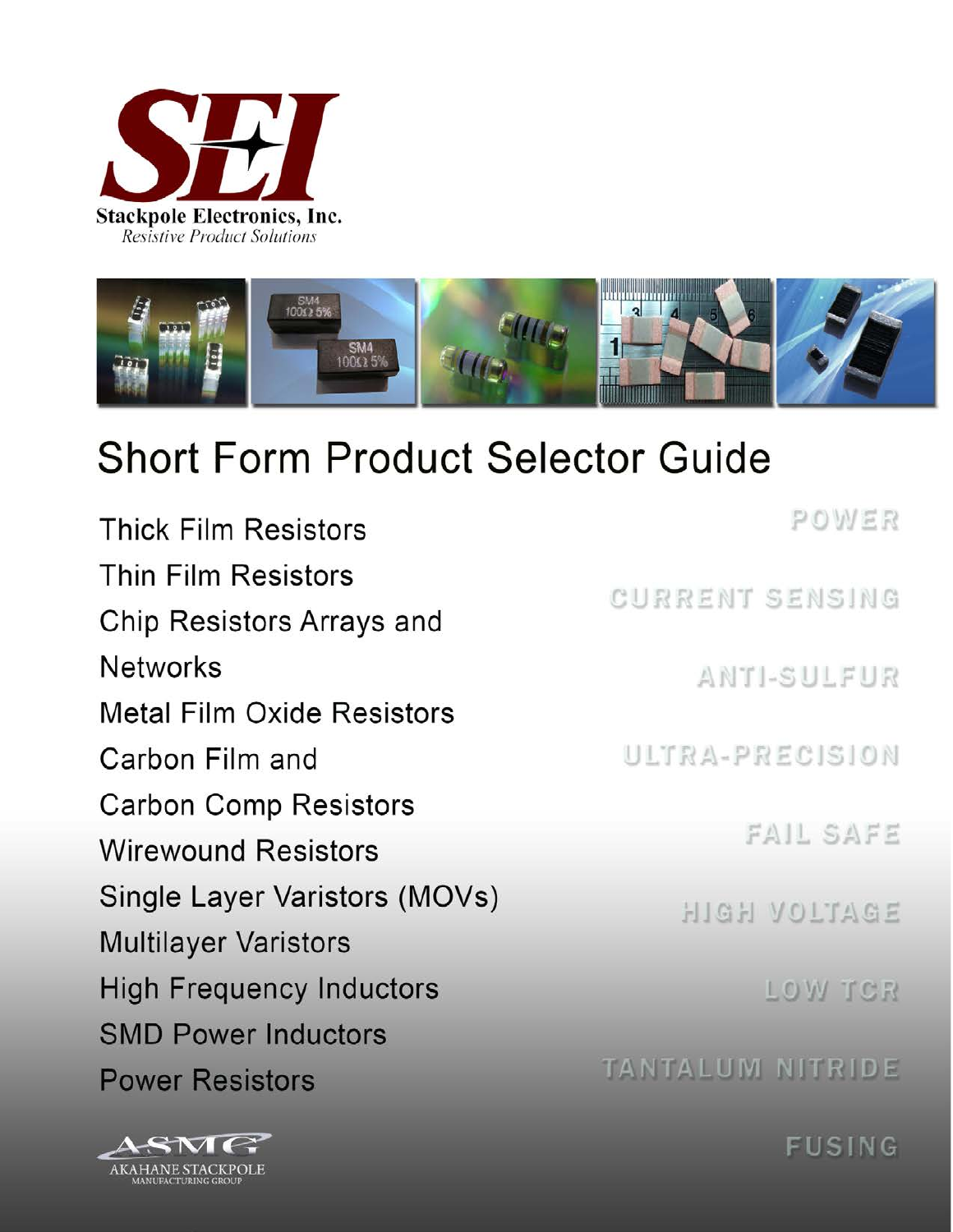# SEI

Stackpole Electronics, Inc.
*Resistive Product Solutions*

# Short Form Product Selector Guide

- Thick Film Resistors
- Thin Film Resistors
- Chip Resistors Arrays and Networks
- Metal Film Oxide Resistors
- Carbon Film and Carbon Comp Resistors
- Wirewound Resistors
- Single Layer Varistors (MOVs)
- Multilayer Varistors
- High Frequency Inductors
- SMD Power Inductors
- Power Resistors

POWER

CURRENT SENSING

ANTI-SULFUR

ULTRA-PRECISION

FAIL SAFE

HIGH VOLTAGE

LOW TCR

TANTALUM NITRIDE

FUSING

ASMG
AKAHANE STACKPOLE
MANUFACTURING GROUP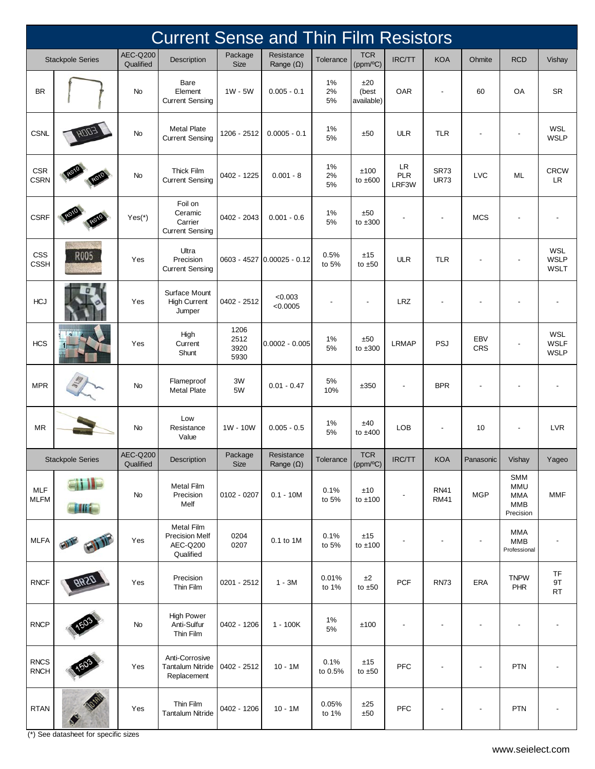# Current Sense and Thin Film Resistors

| Stackpole Series | | AEC-Q200 Qualified | Description | Package Size | Resistance Range (Ω) | Tolerance | TCR (ppm/ºC) | IRC/TT | KOA | Ohmite | RCD | Vishay |
|---|---|---|---|---|---|---|---|---|---|---|---|---|
| BR | | No | Bare Element Current Sensing | 1W - 5W | 0.005 - 0.1 | 1% 2% 5% | ±20 (best available) | OAR | - | 60 | OA | SR |
| CSNL | | No | Metal Plate Current Sensing | 1206 - 2512 | 0.0005 - 0.1 | 1% 5% | ±50 | ULR | TLR | - | - | WSL WSLP |
| CSR CSRN | | No | Thick Film Current Sensing | 0402 - 1225 | 0.001 - 8 | 1% 2% 5% | ±100 to ±600 | LR PLR LRF3W | SR73 UR73 | LVC | ML | CRCW LR |
| CSRF | | Yes(*) | Foil on Ceramic Carrier Current Sensing | 0402 - 2043 | 0.001 - 0.6 | 1% 5% | ±50 to ±300 | - | - | MCS | - | - |
| CSS CSSH | | Yes | Ultra Precision Current Sensing | 0603 - 4527 | 0.00025 - 0.12 | 0.5% to 5% | ±15 to ±50 | ULR | TLR | - | - | WSL WSLP WSLT |
| HCJ | | Yes | Surface Mount High Current Jumper | 0402 - 2512 | <0.003 <0.0005 | - | - | LRZ | - | - | - | - |
| HCS | | Yes | High Current Shunt | 1206 2512 3920 5930 | 0.0002 - 0.005 | 1% 5% | ±50 to ±300 | LRMAP | PSJ | EBV CRS | - | WSL WSLF WSLP |
| MPR | | No | Flameproof Metal Plate | 3W 5W | 0.01 - 0.47 | 5% 10% | ±350 | - | BPR | - | - | - |
| MR | | No | Low Resistance Value | 1W - 10W | 0.005 - 0.5 | 1% 5% | ±40 to ±400 | LOB | - | 10 | - | LVR |
| **Stackpole Series** | | **AEC-Q200 Qualified** | **Description** | **Package Size** | **Resistance Range (Ω)** | **Tolerance** | **TCR (ppm/ºC)** | **IRC/TT** | **KOA** | **Panasonic** | **Vishay** | **Yageo** |
| MLF MLFM | | No | Metal Film Precision Melf | 0102 - 0207 | 0.1 - 10M | 0.1% to 5% | ±10 to ±100 | - | RN41 RM41 | MGP | SMM MMU MMA MMB Precision | MMF |
| MLFA | | Yes | Metal Film Precision Melf AEC-Q200 Qualified | 0204 0207 | 0.1 to 1M | 0.1% to 5% | ±15 to ±100 | - | - | - | MMA MMB Professional | - |
| RNCF | | Yes | Precision Thin Film | 0201 - 2512 | 1 - 3M | 0.01% to 1% | ±2 to ±50 | PCF | RN73 | ERA | TNPW PHR | TF 9T RT |
| RNCP | | No | High Power Anti-Sulfur Thin Film | 0402 - 1206 | 1 - 100K | 1% 5% | ±100 | - | - | - | - | - |
| RNCS RNCH | | Yes | Anti-Corrosive Tantalum Nitride Replacement | 0402 - 2512 | 10 - 1M | 0.1% to 0.5% | ±15 to ±50 | PFC | - | - | PTN | - |
| RTAN | | Yes | Thin Film Tantalum Nitride | 0402 - 1206 | 10 - 1M | 0.05% to 1% | ±25 ±50 | PFC | - | - | PTN | - |

(*) See datasheet for specific sizes

www.seielect.com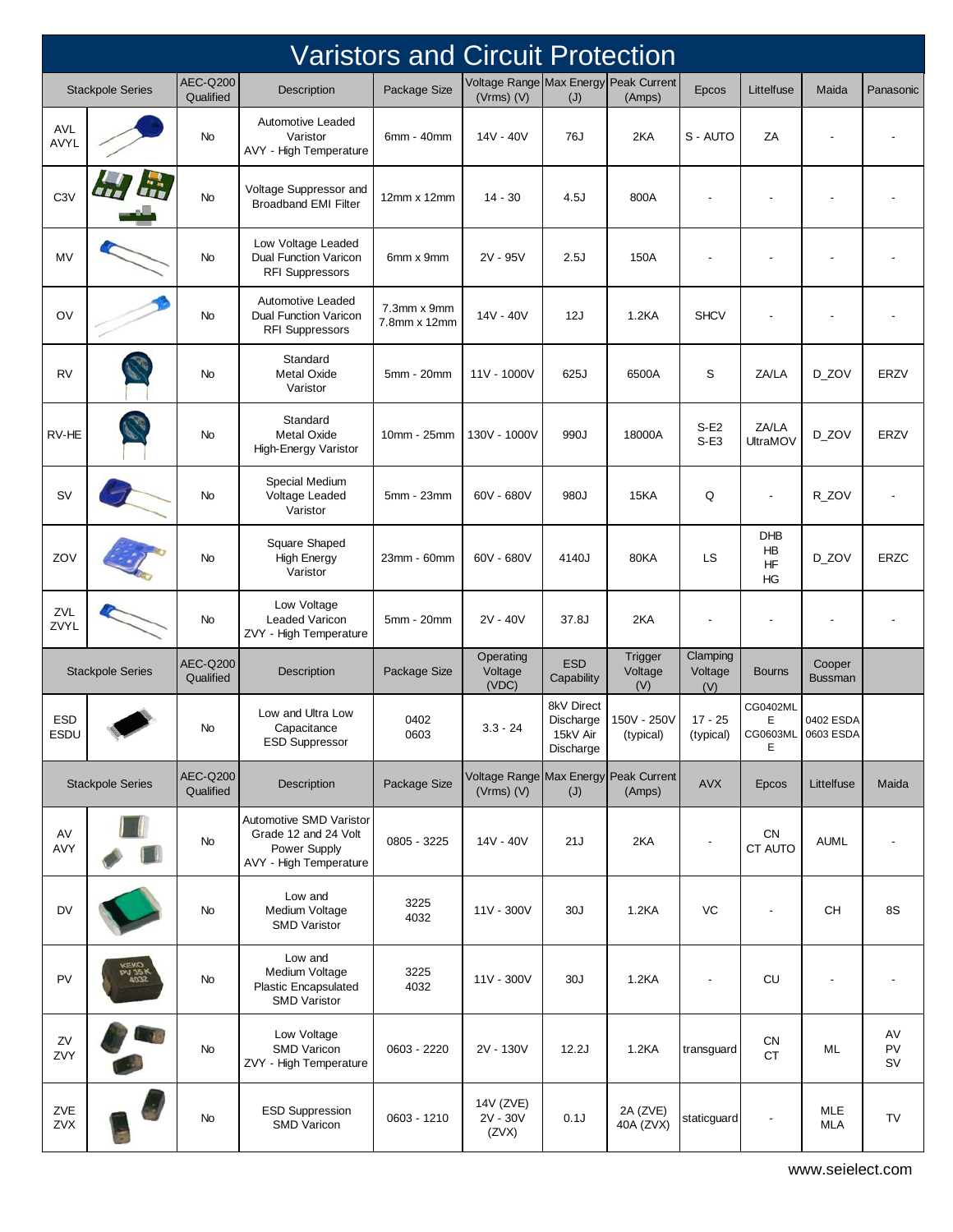# Varistors and Circuit Protection

| Stackpole Series | | AEC-Q200 Qualified | Description | Package Size | Voltage Range (Vrms) (V) | Max Energy (J) | Peak Current (Amps) | Epcos | Littelfuse | Maida | Panasonic |
|---|---|---|---|---|---|---|---|---|---|---|---|
| AVL AVYL | | No | Automotive Leaded Varistor AVY - High Temperature | 6mm - 40mm | 14V - 40V | 76J | 2KA | S - AUTO | ZA | - | - |
| C3V | | No | Voltage Suppressor and Broadband EMI Filter | 12mm x 12mm | 14 - 30 | 4.5J | 800A | - | - | - | - |
| MV | | No | Low Voltage Leaded Dual Function Varicon RFI Suppressors | 6mm x 9mm | 2V - 95V | 2.5J | 150A | - | - | - | - |
| OV | | No | Automotive Leaded Dual Function Varicon RFI Suppressors | 7.3mm x 9mm 7.8mm x 12mm | 14V - 40V | 12J | 1.2KA | SHCV | - | - | - |
| RV | | No | Standard Metal Oxide Varistor | 5mm - 20mm | 11V - 1000V | 625J | 6500A | S | ZA/LA | D_ZOV | ERZV |
| RV-HE | | No | Standard Metal Oxide High-Energy Varistor | 10mm - 25mm | 130V - 1000V | 990J | 18000A | S-E2 S-E3 | ZA/LA UltraMOV | D_ZOV | ERZV |
| SV | | No | Special Medium Voltage Leaded Varistor | 5mm - 23mm | 60V - 680V | 980J | 15KA | Q | - | R_ZOV | - |
| ZOV | | No | Square Shaped High Energy Varistor | 23mm - 60mm | 60V - 680V | 4140J | 80KA | LS | DHB HB HF HG | D_ZOV | ERZC |
| ZVL ZVYL | | No | Low Voltage Leaded Varicon ZVY - High Temperature | 5mm - 20mm | 2V - 40V | 37.8J | 2KA | - | - | - | - |
| **Stackpole Series** | | **AEC-Q200 Qualified** | **Description** | **Package Size** | **Operating Voltage (VDC)** | **ESD Capability** | **Trigger Voltage (V)** | **Clamping Voltage (V)** | **Bourns** | **Cooper Bussman** | |
| ESD ESDU | | No | Low and Ultra Low Capacitance ESD Suppressor | 0402 0603 | 3.3 - 24 | 8kV Direct Discharge 15kV Air Discharge | 150V - 250V (typical) | 17 - 25 (typical) | CG0402MLE CG0603MLE | 0402 ESDA 0603 ESDA | |
| **Stackpole Series** | | **AEC-Q200 Qualified** | **Description** | **Package Size** | **Voltage Range (Vrms) (V)** | **Max Energy (J)** | **Peak Current (Amps)** | **AVX** | **Epcos** | **Littelfuse** | **Maida** |
| AV AVY | | No | Automotive SMD Varistor Grade 12 and 24 Volt Power Supply AVY - High Temperature | 0805 - 3225 | 14V - 40V | 21J | 2KA | - | CN CT AUTO | AUML | - |
| DV | | No | Low and Medium Voltage SMD Varistor | 3225 4032 | 11V - 300V | 30J | 1.2KA | VC | - | CH | 8S |
| PV | | No | Low and Medium Voltage Plastic Encapsulated SMD Varistor | 3225 4032 | 11V - 300V | 30J | 1.2KA | - | CU | - | - |
| ZV ZVY | | No | Low Voltage SMD Varicon ZVY - High Temperature | 0603 - 2220 | 2V - 130V | 12.2J | 1.2KA | transguard | CN CT | ML | AV PV SV |
| ZVE ZVX | | No | ESD Suppression SMD Varicon | 0603 - 1210 | 14V (ZVE) 2V - 30V (ZVX) | 0.1J | 2A (ZVE) 40A (ZVX) | staticguard | - | MLE MLA | TV |

www.seielect.com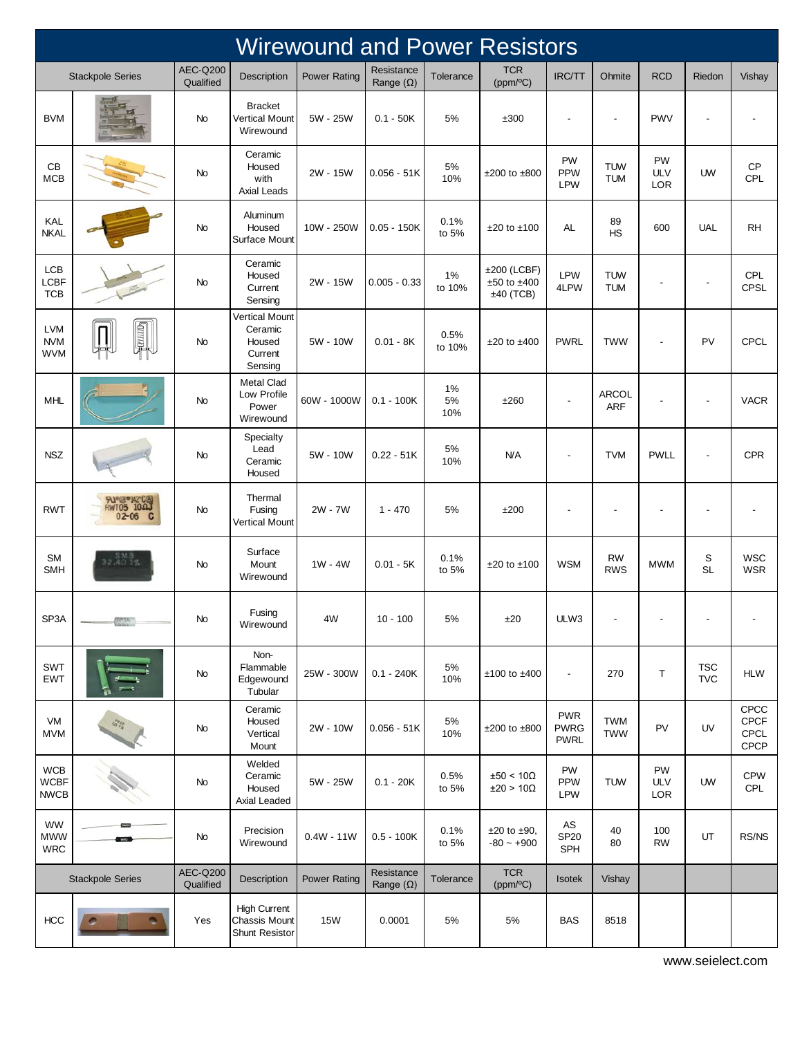# Wirewound and Power Resistors

| Stackpole Series | | AEC-Q200 Qualified | Description | Power Rating | Resistance Range (Ω) | Tolerance | TCR (ppm/°C) | IRC/TT | Ohmite | RCD | Riedon | Vishay |
|---|---|---|---|---|---|---|---|---|---|---|---|---|
| BVM | | No | Bracket Vertical Mount Wirewound | 5W - 25W | 0.1 - 50K | 5% | ±300 | - | - | PWV | - | - |
| CB MCB | | No | Ceramic Housed with Axial Leads | 2W - 15W | 0.056 - 51K | 5% 10% | ±200 to ±800 | PW PPW LPW | TUW TUM | PW ULV LOR | UW | CP CPL |
| KAL NKAL | | No | Aluminum Housed Surface Mount | 10W - 250W | 0.05 - 150K | 0.1% to 5% | ±20 to ±100 | AL | 89 HS | 600 | UAL | RH |
| LCB LCBF TCB | | No | Ceramic Housed Current Sensing | 2W - 15W | 0.005 - 0.33 | 1% to 10% | ±200 (LCBF) ±50 to ±400 ±40 (TCB) | LPW 4LPW | TUW TUM | - | - | CPL CPSL |
| LVM NVM WVM | | No | Vertical Mount Ceramic Housed Current Sensing | 5W - 10W | 0.01 - 8K | 0.5% to 10% | ±20 to ±400 | PWRL | TWW | - | PV | CPCL |
| MHL | | No | Metal Clad Low Profile Power Wirewound | 60W - 1000W | 0.1 - 100K | 1% 5% 10% | ±260 | - | ARCOL ARF | - | - | VACR |
| NSZ | | No | Specialty Lead Ceramic Housed | 5W - 10W | 0.22 - 51K | 5% 10% | N/A | - | TVM | PWLL | - | CPR |
| RWT | | No | Thermal Fusing Vertical Mount | 2W - 7W | 1 - 470 | 5% | ±200 | - | - | - | - | - |
| SM SMH | | No | Surface Mount Wirewound | 1W - 4W | 0.01 - 5K | 0.1% to 5% | ±20 to ±100 | WSM | RW RWS | MWM | S SL | WSC WSR |
| SP3A | | No | Fusing Wirewound | 4W | 10 - 100 | 5% | ±20 | ULW3 | - | - | - | - |
| SWT EWT | | No | Non-Flammable Edgewound Tubular | 25W - 300W | 0.1 - 240K | 5% 10% | ±100 to ±400 | - | 270 | T | TSC TVC | HLW |
| VM MVM | | No | Ceramic Housed Vertical Mount | 2W - 10W | 0.056 - 51K | 5% 10% | ±200 to ±800 | PWR PWRG PWRL | TWM TWW | PV | UV | CPCC CPCF CPCL CPCP |
| WCB WCBF NWCB | | No | Welded Ceramic Housed Axial Leaded | 5W - 25W | 0.1 - 20K | 0.5% to 5% | ±50 < 10Ω ±20 > 10Ω | PW PPW LPW | TUW | PW ULV LOR | UW | CPW CPL |
| WW MWW WRC | | No | Precision Wirewound | 0.4W - 11W | 0.5 - 100K | 0.1% to 5% | ±20 to ±90, -80 ~ +900 | AS SP20 SPH | 40 80 | 100 RW | UT | RS/NS |

| Stackpole Series | | AEC-Q200 Qualified | Description | Power Rating | Resistance Range (Ω) | Tolerance | TCR (ppm/°C) | Isotek | Vishay |
|---|---|---|---|---|---|---|---|---|---|
| HCC | | Yes | High Current Chassis Mount Shunt Resistor | 15W | 0.0001 | 5% | 5% | BAS | 8518 |

www.seielect.com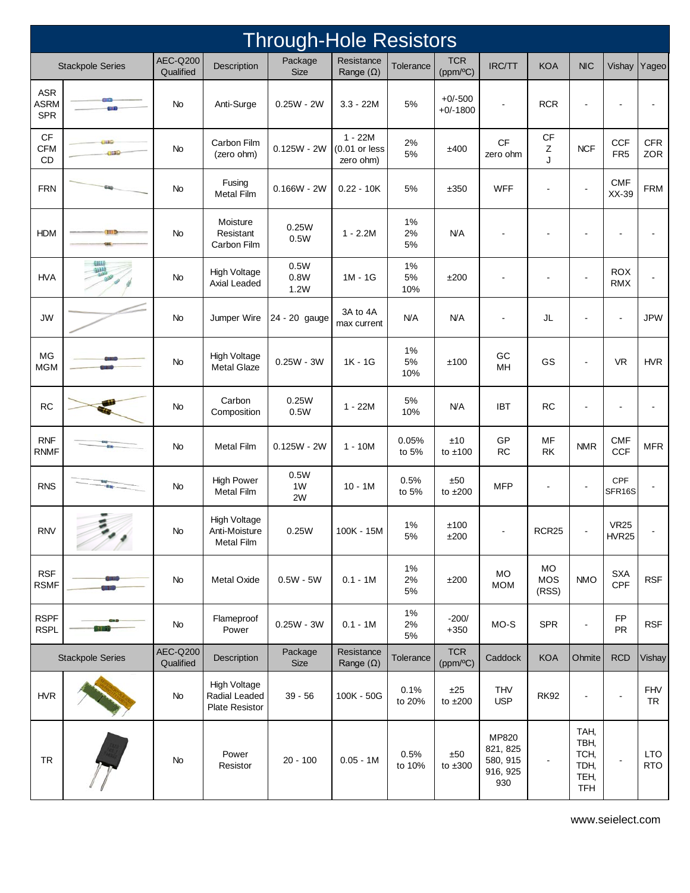# Through-Hole Resistors

| Stackpole Series | | AEC-Q200 Qualified | Description | Package Size | Resistance Range (Ω) | Tolerance | TCR (ppm/ºC) | IRC/TT | KOA | NIC | Vishay | Yageo |
|---|---|---|---|---|---|---|---|---|---|---|---|---|
| ASR ASRM SPR | | No | Anti-Surge | 0.25W - 2W | 3.3 - 22M | 5% | +0/-500 +0/-1800 | - | RCR | - | - | - |
| CF CFM CD | | No | Carbon Film (zero ohm) | 0.125W - 2W | 1 - 22M (0.01 or less zero ohm) | 2% 5% | ±400 | CF zero ohm | CF Z J | NCF | CCF FR5 | CFR ZOR |
| FRN | | No | Fusing Metal Film | 0.166W - 2W | 0.22 - 10K | 5% | ±350 | WFF | - | - | CMF XX-39 | FRM |
| HDM | | No | Moisture Resistant Carbon Film | 0.25W 0.5W | 1 - 2.2M | 1% 2% 5% | N/A | - | - | - | - | - |
| HVA | | No | High Voltage Axial Leaded | 0.5W 0.8W 1.2W | 1M - 1G | 1% 5% 10% | ±200 | - | - | - | ROX RMX | - |
| JW | | No | Jumper Wire | 24 - 20 gauge | 3A to 4A max current | N/A | N/A | - | JL | - | - | JPW |
| MG MGM | | No | High Voltage Metal Glaze | 0.25W - 3W | 1K - 1G | 1% 5% 10% | ±100 | GC MH | GS | - | VR | HVR |
| RC | | No | Carbon Composition | 0.25W 0.5W | 1 - 22M | 5% 10% | N/A | IBT | RC | - | - | - |
| RNF RNMF | | No | Metal Film | 0.125W - 2W | 1 - 10M | 0.05% to 5% | ±10 to ±100 | GP RC | MF RK | NMR | CMF CCF | MFR |
| RNS | | No | High Power Metal Film | 0.5W 1W 2W | 10 - 1M | 0.5% to 5% | ±50 to ±200 | MFP | - | - | CPF SFR16S | - |
| RNV | | No | High Voltage Anti-Moisture Metal Film | 0.25W | 100K - 15M | 1% 5% | ±100 ±200 | - | RCR25 | - | VR25 HVR25 | - |
| RSF RSMF | | No | Metal Oxide | 0.5W - 5W | 0.1 - 1M | 1% 2% 5% | ±200 | MO MOM | MO MOS (RSS) | NMO | SXA CPF | RSF |
| RSPF RSPL | | No | Flameproof Power | 0.25W - 3W | 0.1 - 1M | 1% 2% 5% | -200/ +350 | MO-S | SPR | - | FP PR | RSF |
| **Stackpole Series** | | **AEC-Q200 Qualified** | **Description** | **Package Size** | **Resistance Range (Ω)** | **Tolerance** | **TCR (ppm/ºC)** | **Caddock** | **KOA** | **Ohmite** | **RCD** | **Vishay** |
| HVR | | No | High Voltage Radial Leaded Plate Resistor | 39 - 56 | 100K - 50G | 0.1% to 20% | ±25 to ±200 | THV USP | RK92 | - | - | FHV TR |
| TR | | No | Power Resistor | 20 - 100 | 0.05 - 1M | 0.5% to 10% | ±50 to ±300 | MP820 821, 825 580, 915 916, 925 930 | - | TAH, TBH, TCH, TDH, TEH, TFH | - | LTO RTO |

www.seielect.com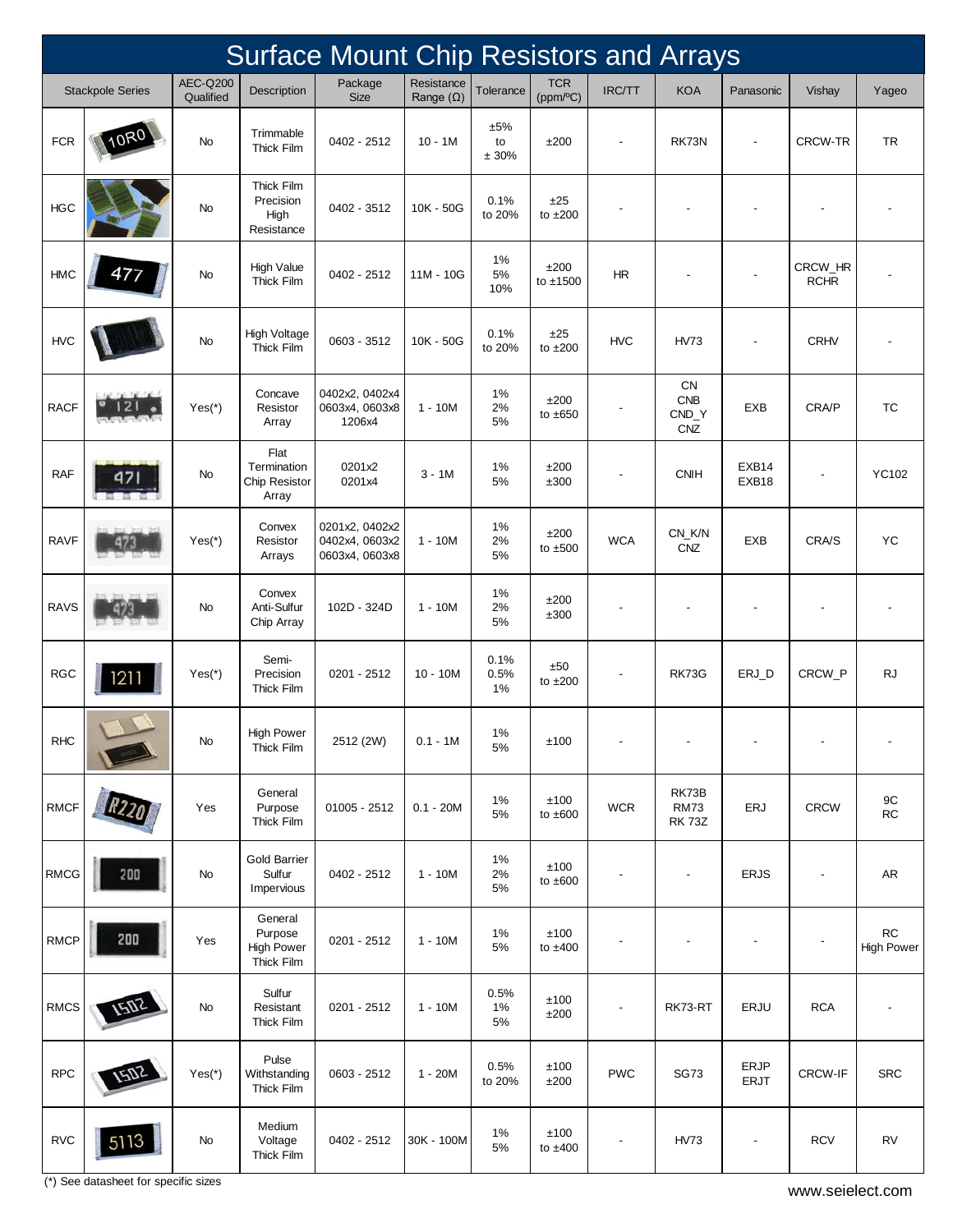# Surface Mount Chip Resistors and Arrays

| Stackpole Series | | AEC-Q200 Qualified | Description | Package Size | Resistance Range (Ω) | Tolerance | TCR (ppm/ºC) | IRC/TT | KOA | Panasonic | Vishay | Yageo |
|---|---|---|---|---|---|---|---|---|---|---|---|---|
| FCR | | No | Trimmable Thick Film | 0402 - 2512 | 10 - 1M | ±5% to ± 30% | ±200 | - | RK73N | - | CRCW-TR | TR |
| HGC | | No | Thick Film Precision High Resistance | 0402 - 3512 | 10K - 50G | 0.1% to 20% | ±25 to ±200 | - | - | - | - | - |
| HMC | | No | High Value Thick Film | 0402 - 2512 | 11M - 10G | 1% 5% 10% | ±200 to ±1500 | HR | - | - | CRCW_HR RCHR | - |
| HVC | | No | High Voltage Thick Film | 0603 - 3512 | 10K - 50G | 0.1% to 20% | ±25 to ±200 | HVC | HV73 | - | CRHV | - |
| RACF | | Yes(*) | Concave Resistor Array | 0402x2, 0402x4 0603x4, 0603x8 1206x4 | 1 - 10M | 1% 2% 5% | ±200 to ±650 | - | CN CNB CND_Y CNZ | EXB | CRA/P | TC |
| RAF | | No | Flat Termination Chip Resistor Array | 0201x2 0201x4 | 3 - 1M | 1% 5% | ±200 ±300 | - | CNIH | EXB14 EXB18 | - | YC102 |
| RAVF | | Yes(*) | Convex Resistor Arrays | 0201x2, 0402x2 0402x4, 0603x2 0603x4, 0603x8 | 1 - 10M | 1% 2% 5% | ±200 to ±500 | WCA | CN_K/N CNZ | EXB | CRA/S | YC |
| RAVS | | No | Convex Anti-Sulfur Chip Array | 102D - 324D | 1 - 10M | 1% 2% 5% | ±200 ±300 | - | - | - | - | - |
| RGC | | Yes(*) | Semi-Precision Thick Film | 0201 - 2512 | 10 - 10M | 0.1% 0.5% 1% | ±50 to ±200 | - | RK73G | ERJ_D | CRCW_P | RJ |
| RHC | | No | High Power Thick Film | 2512 (2W) | 0.1 - 1M | 1% 5% | ±100 | - | - | - | - | - |
| RMCF | | Yes | General Purpose Thick Film | 01005 - 2512 | 0.1 - 20M | 1% 5% | ±100 to ±600 | WCR | RK73B RM73 RK 73Z | ERJ | CRCW | 9C RC |
| RMCG | | No | Gold Barrier Sulfur Impervious | 0402 - 2512 | 1 - 10M | 1% 2% 5% | ±100 to ±600 | - | - | ERJS | - | AR |
| RMCP | | Yes | General Purpose High Power Thick Film | 0201 - 2512 | 1 - 10M | 1% 5% | ±100 to ±400 | - | - | - | - | RC High Power |
| RMCS | | No | Sulfur Resistant Thick Film | 0201 - 2512 | 1 - 10M | 0.5% 1% 5% | ±100 ±200 | - | RK73-RT | ERJU | RCA | - |
| RPC | | Yes(*) | Pulse Withstanding Thick Film | 0603 - 2512 | 1 - 20M | 0.5% to 20% | ±100 ±200 | PWC | SG73 | ERJP ERJT | CRCW-IF | SRC |
| RVC | | No | Medium Voltage Thick Film | 0402 - 2512 | 30K - 100M | 1% 5% | ±100 to ±400 | - | HV73 | - | RCV | RV |

(*) See datasheet for specific sizes

www.seielect.com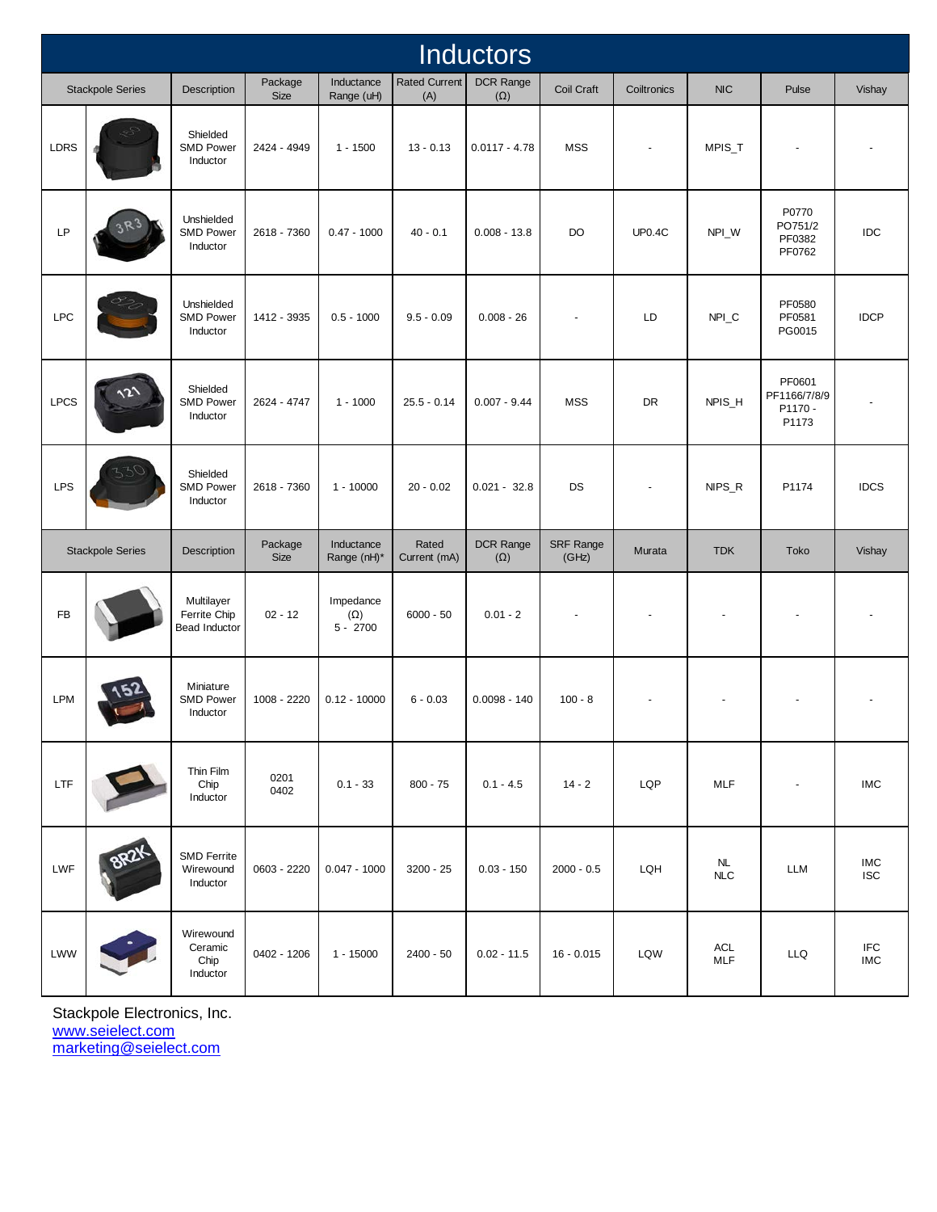# Inductors

| Stackpole Series | | Description | Package Size | Inductance Range (uH) | Rated Current (A) | DCR Range (Ω) | Coil Craft | Coiltronics | NIC | Pulse | Vishay |
|---|---|---|---|---|---|---|---|---|---|---|---|
| LDRS | | Shielded SMD Power Inductor | 2424 - 4949 | 1 - 1500 | 13 - 0.13 | 0.0117 - 4.78 | MSS | - | MPIS_T | - | - |
| LP | | Unshielded SMD Power Inductor | 2618 - 7360 | 0.47 - 1000 | 40 - 0.1 | 0.008 - 13.8 | DO | UP0.4C | NPI_W | P0770 PO751/2 PF0382 PF0762 | IDC |
| LPC | | Unshielded SMD Power Inductor | 1412 - 3935 | 0.5 - 1000 | 9.5 - 0.09 | 0.008 - 26 | - | LD | NPI_C | PF0580 PF0581 PG0015 | IDCP |
| LPCS | | Shielded SMD Power Inductor | 2624 - 4747 | 1 - 1000 | 25.5 - 0.14 | 0.007 - 9.44 | MSS | DR | NPIS_H | PF0601 PF1166/7/8/9 P1170 - P1173 | - |
| LPS | | Shielded SMD Power Inductor | 2618 - 7360 | 1 - 10000 | 20 - 0.02 | 0.021 - 32.8 | DS | - | NIPS_R | P1174 | IDCS |
| **Stackpole Series** | | **Description** | **Package Size** | **Inductance Range (nH)*** | **Rated Current (mA)** | **DCR Range (Ω)** | **SRF Range (GHz)** | **Murata** | **TDK** | **Toko** | **Vishay** |
| FB | | Multilayer Ferrite Chip Bead Inductor | 02 - 12 | Impedance (Ω) 5 - 2700 | 6000 - 50 | 0.01 - 2 | - | - | - | - | - |
| LPM | | Miniature SMD Power Inductor | 1008 - 2220 | 0.12 - 10000 | 6 - 0.03 | 0.0098 - 140 | 100 - 8 | - | - | - | - |
| LTF | | Thin Film Chip Inductor | 0201 0402 | 0.1 - 33 | 800 - 75 | 0.1 - 4.5 | 14 - 2 | LQP | MLF | - | IMC |
| LWF | | SMD Ferrite Wirewound Inductor | 0603 - 2220 | 0.047 - 1000 | 3200 - 25 | 0.03 - 150 | 2000 - 0.5 | LQH | NL NLC | LLM | IMC ISC |
| LWW | | Wirewound Ceramic Chip Inductor | 0402 - 1206 | 1 - 15000 | 2400 - 50 | 0.02 - 11.5 | 16 - 0.015 | LQW | ACL MLF | LLQ | IFC IMC |

Stackpole Electronics, Inc.
www.seielect.com
marketing@seielect.com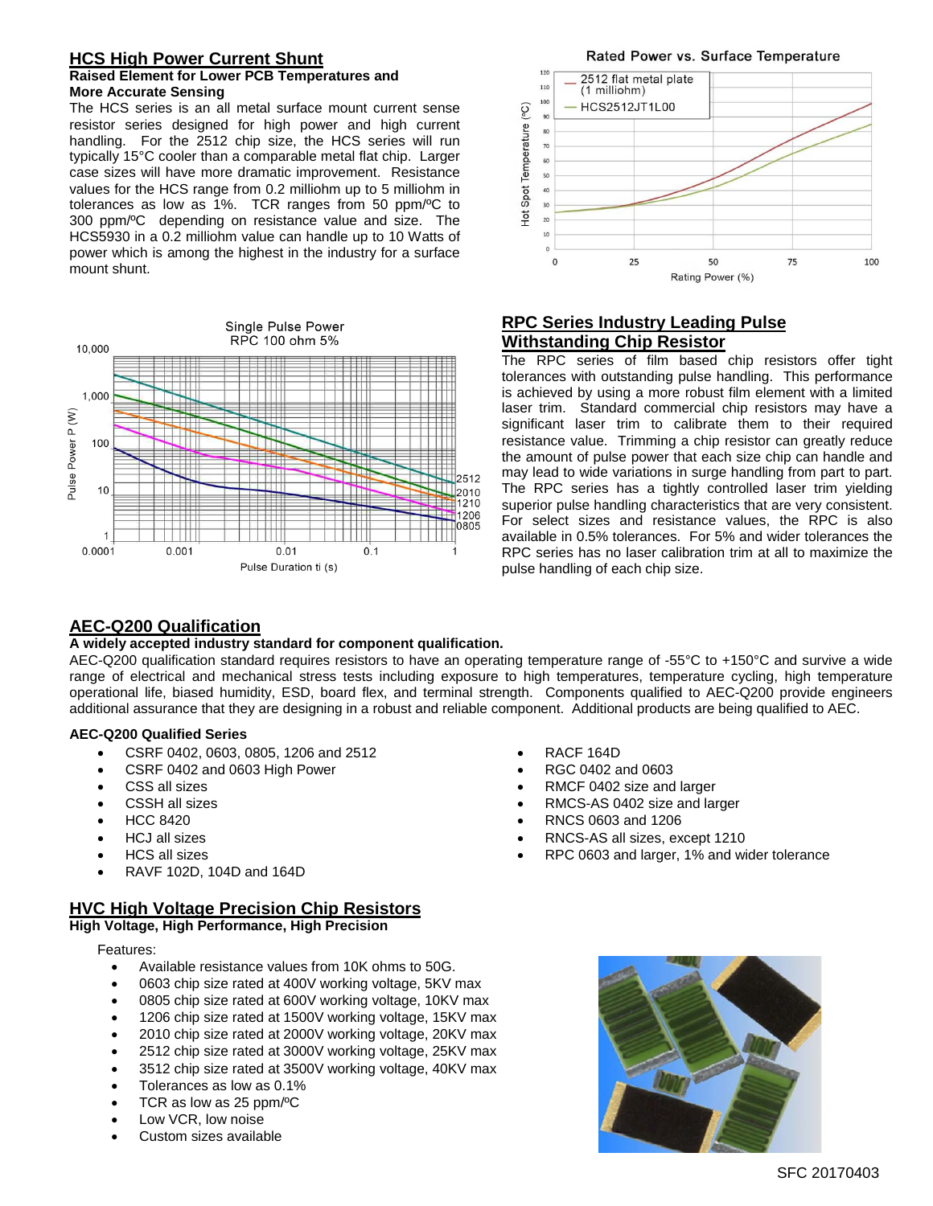## HCS High Power Current Shunt

**Raised Element for Lower PCB Temperatures and More Accurate Sensing**

The HCS series is an all metal surface mount current sense resistor series designed for high power and high current handling. For the 2512 chip size, the HCS series will run typically 15°C cooler than a comparable metal flat chip. Larger case sizes will have more dramatic improvement. Resistance values for the HCS range from 0.2 milliohm up to 5 milliohm in tolerances as low as 1%. TCR ranges from 50 ppm/ºC to 300 ppm/ºC depending on resistance value and size. The HCS5930 in a 0.2 milliohm value can handle up to 10 Watts of power which is among the highest in the industry for a surface mount shunt.

Rated Power vs. Surface Temperature

2512 flat metal plate (1 milliohm)
HCS2512JT1L00
Hot Spot Temperature (°C)
0 10 20 30 40 50 60 70 80 90 100 110 120
0 25 50 75 100
Rating Power (%)

Single Pulse Power
RPC 100 ohm 5%
Pulse Power P (W)
1 10 100 1,000 10,000
0.0001 0.001 0.01 0.1 1
Pulse Duration ti (s)
2512
2010
1210
1206
0805

## RPC Series Industry Leading Pulse Withstanding Chip Resistor

The RPC series of film based chip resistors offer tight tolerances with outstanding pulse handling. This performance is achieved by using a more robust film element with a limited laser trim. Standard commercial chip resistors may have a significant laser trim to calibrate them to their required resistance value. Trimming a chip resistor can greatly reduce the amount of pulse power that each size chip can handle and may lead to wide variations in surge handling from part to part. The RPC series has a tightly controlled laser trim yielding superior pulse handling characteristics that are very consistent. For select sizes and resistance values, the RPC is also available in 0.5% tolerances. For 5% and wider tolerances the RPC series has no laser calibration trim at all to maximize the pulse handling of each chip size.

## AEC-Q200 Qualification

**A widely accepted industry standard for component qualification.**

AEC-Q200 qualification standard requires resistors to have an operating temperature range of -55°C to +150°C and survive a wide range of electrical and mechanical stress tests including exposure to high temperatures, temperature cycling, high temperature operational life, biased humidity, ESD, board flex, and terminal strength. Components qualified to AEC-Q200 provide engineers additional assurance that they are designing in a robust and reliable component. Additional products are being qualified to AEC.

**AEC-Q200 Qualified Series**

- CSRF 0402, 0603, 0805, 1206 and 2512
- CSRF 0402 and 0603 High Power
- CSS all sizes
- CSSH all sizes
- HCC 8420
- HCJ all sizes
- HCS all sizes
- RAVF 102D, 104D and 164D
- RACF 164D
- RGC 0402 and 0603
- RMCF 0402 size and larger
- RMCS-AS 0402 size and larger
- RNCS 0603 and 1206
- RNCS-AS all sizes, except 1210
- RPC 0603 and larger, 1% and wider tolerance

## HVC High Voltage Precision Chip Resistors

**High Voltage, High Performance, High Precision**

Features:

- Available resistance values from 10K ohms to 50G.
- 0603 chip size rated at 400V working voltage, 5KV max
- 0805 chip size rated at 600V working voltage, 10KV max
- 1206 chip size rated at 1500V working voltage, 15KV max
- 2010 chip size rated at 2000V working voltage, 20KV max
- 2512 chip size rated at 3000V working voltage, 25KV max
- 3512 chip size rated at 3500V working voltage, 40KV max
- Tolerances as low as 0.1%
- TCR as low as 25 ppm/ºC
- Low VCR, low noise
- Custom sizes available

SFC 20170403